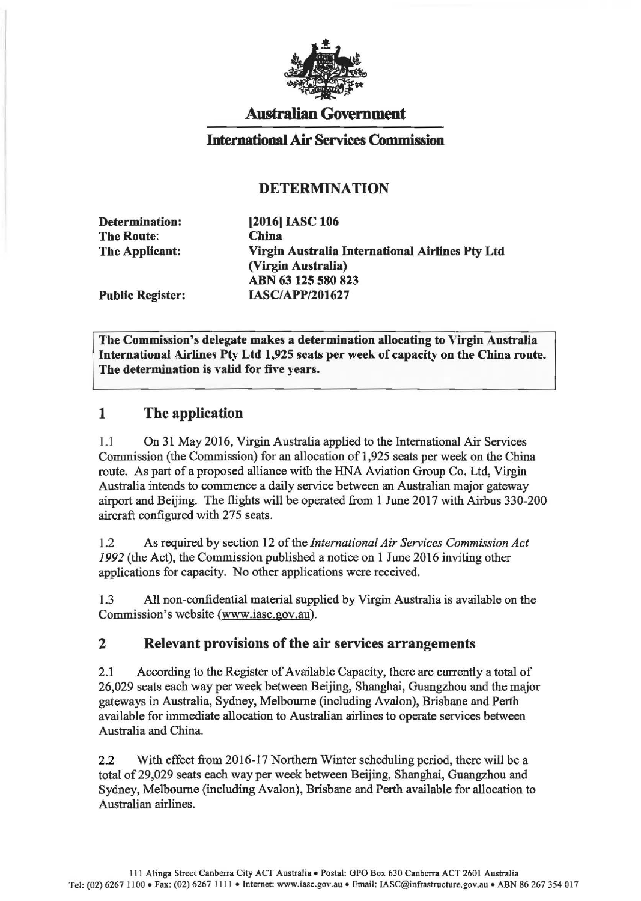# Australian Government

## International Air Services Commission

### DETERMINATION

| | |
|---|---|
| **Determination:** | **[2016] IASC 106** |
| **The Route:** | **China** |
| **The Applicant:** | **Virgin Australia International Airlines Pty Ltd (Virgin Australia) ABN 63 125 580 823** |
| **Public Register:** | **IASC/APP/201627** |

**The Commission's delegate makes a determination allocating to Virgin Australia International Airlines Pty Ltd 1,925 seats per week of capacity on the China route. The determination is valid for five years.**

## 1 The application

1.1 On 31 May 2016, Virgin Australia applied to the International Air Services Commission (the Commission) for an allocation of 1,925 seats per week on the China route. As part of a proposed alliance with the HNA Aviation Group Co. Ltd, Virgin Australia intends to commence a daily service between an Australian major gateway airport and Beijing. The flights will be operated from 1 June 2017 with Airbus 330-200 aircraft configured with 275 seats.

1.2 As required by section 12 of the *International Air Services Commission Act 1992* (the Act), the Commission published a notice on 1 June 2016 inviting other applications for capacity. No other applications were received.

1.3 All non-confidential material supplied by Virgin Australia is available on the Commission's website (www.iasc.gov.au).

## 2 Relevant provisions of the air services arrangements

2.1 According to the Register of Available Capacity, there are currently a total of 26,029 seats each way per week between Beijing, Shanghai, Guangzhou and the major gateways in Australia, Sydney, Melbourne (including Avalon), Brisbane and Perth available for immediate allocation to Australian airlines to operate services between Australia and China.

2.2 With effect from 2016-17 Northern Winter scheduling period, there will be a total of 29,029 seats each way per week between Beijing, Shanghai, Guangzhou and Sydney, Melbourne (including Avalon), Brisbane and Perth available for allocation to Australian airlines.

111 Alinga Street Canberra City ACT Australia • Postal: GPO Box 630 Canberra ACT 2601 Australia
Tel: (02) 6267 1100 • Fax: (02) 6267 1111 • Internet: www.iasc.gov.au • Email: IASC@infrastructure.gov.au • ABN 86 267 354 017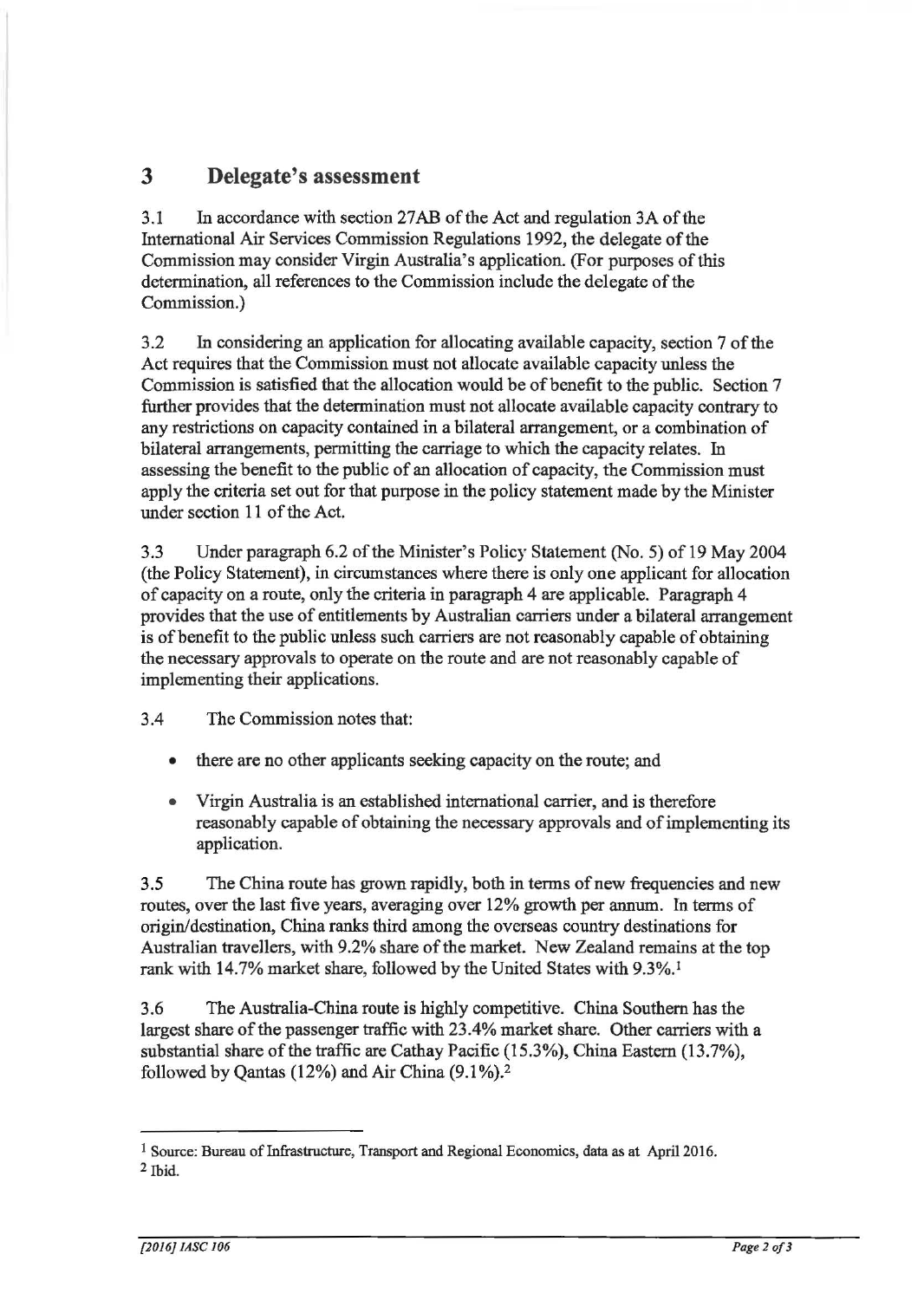## 3 Delegate's assessment

3.1 In accordance with section 27AB of the Act and regulation 3A of the International Air Services Commission Regulations 1992, the delegate of the Commission may consider Virgin Australia's application. (For purposes of this determination, all references to the Commission include the delegate of the Commission.)

3.2 In considering an application for allocating available capacity, section 7 of the Act requires that the Commission must not allocate available capacity unless the Commission is satisfied that the allocation would be of benefit to the public. Section 7 further provides that the determination must not allocate available capacity contrary to any restrictions on capacity contained in a bilateral arrangement, or a combination of bilateral arrangements, permitting the carriage to which the capacity relates. In assessing the benefit to the public of an allocation of capacity, the Commission must apply the criteria set out for that purpose in the policy statement made by the Minister under section 11 of the Act.

3.3 Under paragraph 6.2 of the Minister's Policy Statement (No. 5) of 19 May 2004 (the Policy Statement), in circumstances where there is only one applicant for allocation of capacity on a route, only the criteria in paragraph 4 are applicable. Paragraph 4 provides that the use of entitlements by Australian carriers under a bilateral arrangement is of benefit to the public unless such carriers are not reasonably capable of obtaining the necessary approvals to operate on the route and are not reasonably capable of implementing their applications.

3.4 The Commission notes that:

- there are no other applicants seeking capacity on the route; and
- Virgin Australia is an established international carrier, and is therefore reasonably capable of obtaining the necessary approvals and of implementing its application.

3.5 The China route has grown rapidly, both in terms of new frequencies and new routes, over the last five years, averaging over 12% growth per annum. In terms of origin/destination, China ranks third among the overseas country destinations for Australian travellers, with 9.2% share of the market. New Zealand remains at the top rank with 14.7% market share, followed by the United States with 9.3%.[1]

3.6 The Australia-China route is highly competitive. China Southern has the largest share of the passenger traffic with 23.4% market share. Other carriers with a substantial share of the traffic are Cathay Pacific (15.3%), China Eastern (13.7%), followed by Qantas (12%) and Air China (9.1%).[2]

---

[1] Source: Bureau of Infrastructure, Transport and Regional Economics, data as at April 2016.

[2] Ibid.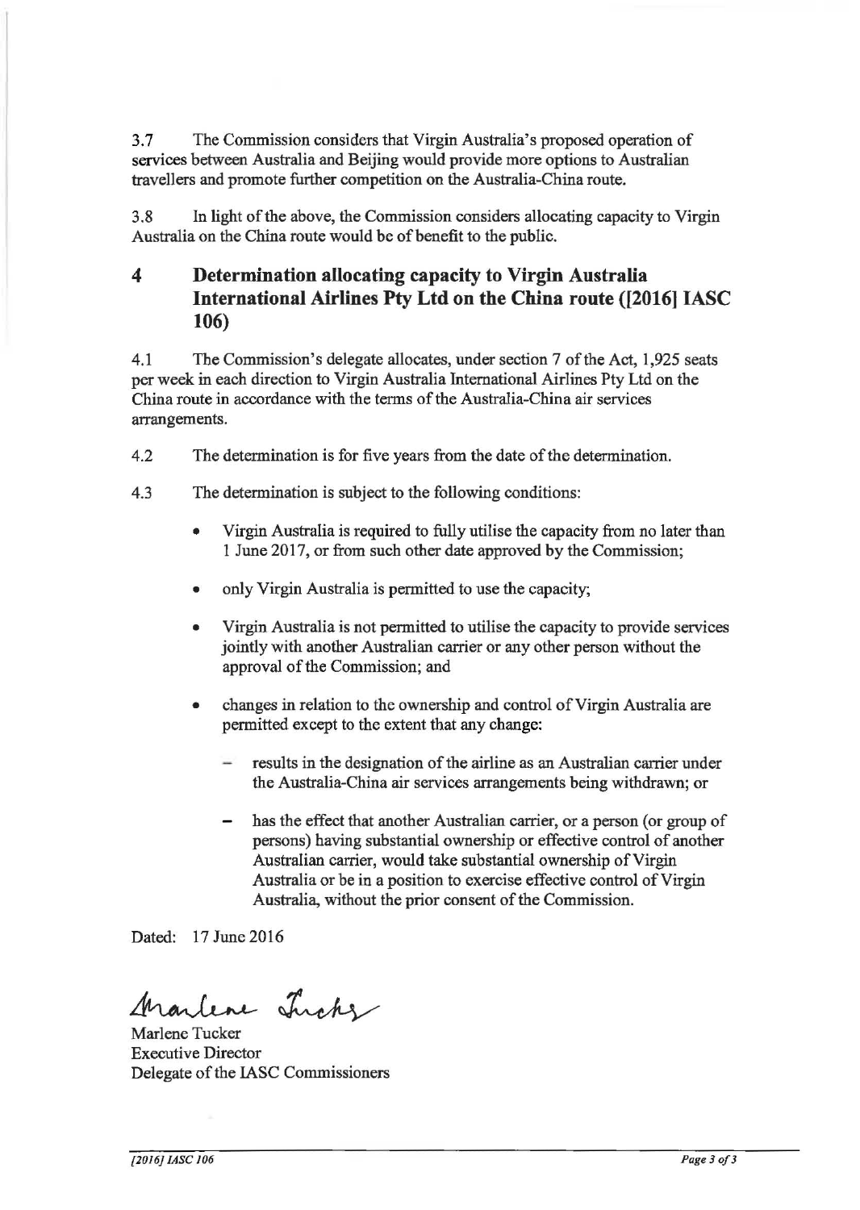3.7 The Commission considers that Virgin Australia's proposed operation of services between Australia and Beijing would provide more options to Australian travellers and promote further competition on the Australia-China route.

3.8 In light of the above, the Commission considers allocating capacity to Virgin Australia on the China route would be of benefit to the public.

## 4 Determination allocating capacity to Virgin Australia International Airlines Pty Ltd on the China route ([2016] IASC 106)

4.1 The Commission's delegate allocates, under section 7 of the Act, 1,925 seats per week in each direction to Virgin Australia International Airlines Pty Ltd on the China route in accordance with the terms of the Australia-China air services arrangements.

4.2 The determination is for five years from the date of the determination.

4.3 The determination is subject to the following conditions:

- Virgin Australia is required to fully utilise the capacity from no later than 1 June 2017, or from such other date approved by the Commission;
- only Virgin Australia is permitted to use the capacity;
- Virgin Australia is not permitted to utilise the capacity to provide services jointly with another Australian carrier or any other person without the approval of the Commission; and
- changes in relation to the ownership and control of Virgin Australia are permitted except to the extent that any change:
  - results in the designation of the airline as an Australian carrier under the Australia-China air services arrangements being withdrawn; or
  - has the effect that another Australian carrier, or a person (or group of persons) having substantial ownership or effective control of another Australian carrier, would take substantial ownership of Virgin Australia or be in a position to exercise effective control of Virgin Australia, without the prior consent of the Commission.

Dated: 17 June 2016

Marlene Tucker
Executive Director
Delegate of the IASC Commissioners